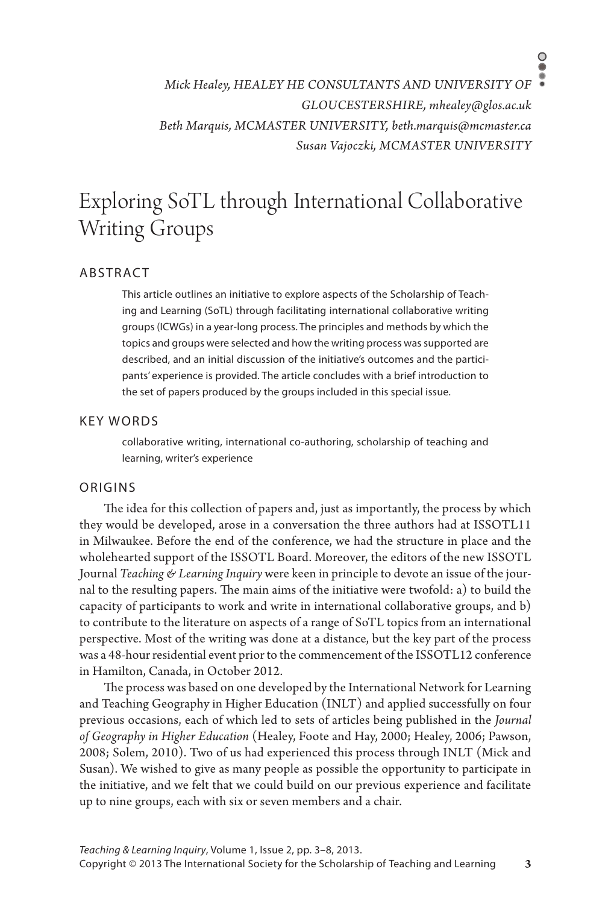*Mick Healey, HEALEY HE CONSULTANTS AND UNIVERSITY OF GLOUCESTERSHIRE, mhealey@glos.ac.uk*
*Beth Marquis, MCMASTER UNIVERSITY, beth.marquis@mcmaster.ca*
*Susan Vajoczki, MCMASTER UNIVERSITY*

# Exploring SoTL through International Collaborative Writing Groups

## ABSTRACT

This article outlines an initiative to explore aspects of the Scholarship of Teaching and Learning (SoTL) through facilitating international collaborative writing groups (ICWGs) in a year-long process. The principles and methods by which the topics and groups were selected and how the writing process was supported are described, and an initial discussion of the initiative's outcomes and the participants' experience is provided. The article concludes with a brief introduction to the set of papers produced by the groups included in this special issue.

## KEY WORDS

collaborative writing, international co-authoring, scholarship of teaching and learning, writer's experience

## ORIGINS

The idea for this collection of papers and, just as importantly, the process by which they would be developed, arose in a conversation the three authors had at ISSOTL11 in Milwaukee. Before the end of the conference, we had the structure in place and the wholehearted support of the ISSOTL Board. Moreover, the editors of the new ISSOTL Journal *Teaching & Learning Inquiry* were keen in principle to devote an issue of the journal to the resulting papers. The main aims of the initiative were twofold: a) to build the capacity of participants to work and write in international collaborative groups, and b) to contribute to the literature on aspects of a range of SoTL topics from an international perspective. Most of the writing was done at a distance, but the key part of the process was a 48-hour residential event prior to the commencement of the ISSOTL12 conference in Hamilton, Canada, in October 2012.

The process was based on one developed by the International Network for Learning and Teaching Geography in Higher Education (INLT) and applied successfully on four previous occasions, each of which led to sets of articles being published in the *Journal of Geography in Higher Education* (Healey, Foote and Hay, 2000; Healey, 2006; Pawson, 2008; Solem, 2010). Two of us had experienced this process through INLT (Mick and Susan). We wished to give as many people as possible the opportunity to participate in the initiative, and we felt that we could build on our previous experience and facilitate up to nine groups, each with six or seven members and a chair.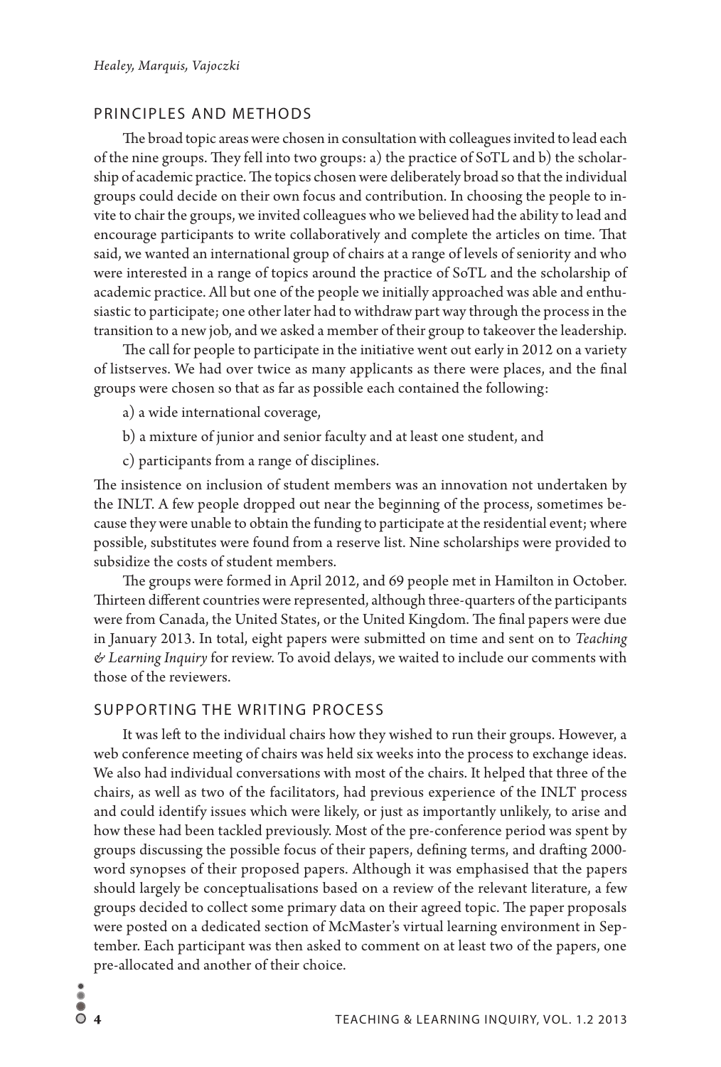## PRINCIPLES AND METHODS

The broad topic areas were chosen in consultation with colleagues invited to lead each of the nine groups. They fell into two groups: a) the practice of SoTL and b) the scholarship of academic practice. The topics chosen were deliberately broad so that the individual groups could decide on their own focus and contribution. In choosing the people to invite to chair the groups, we invited colleagues who we believed had the ability to lead and encourage participants to write collaboratively and complete the articles on time. That said, we wanted an international group of chairs at a range of levels of seniority and who were interested in a range of topics around the practice of SoTL and the scholarship of academic practice. All but one of the people we initially approached was able and enthusiastic to participate; one other later had to withdraw part way through the process in the transition to a new job, and we asked a member of their group to takeover the leadership.

The call for people to participate in the initiative went out early in 2012 on a variety of listserves. We had over twice as many applicants as there were places, and the final groups were chosen so that as far as possible each contained the following:

a) a wide international coverage,

b) a mixture of junior and senior faculty and at least one student, and

c) participants from a range of disciplines.

The insistence on inclusion of student members was an innovation not undertaken by the INLT. A few people dropped out near the beginning of the process, sometimes because they were unable to obtain the funding to participate at the residential event; where possible, substitutes were found from a reserve list. Nine scholarships were provided to subsidize the costs of student members.

The groups were formed in April 2012, and 69 people met in Hamilton in October. Thirteen different countries were represented, although three-quarters of the participants were from Canada, the United States, or the United Kingdom. The final papers were due in January 2013. In total, eight papers were submitted on time and sent on to *Teaching & Learning Inquiry* for review. To avoid delays, we waited to include our comments with those of the reviewers.

## SUPPORTING THE WRITING PROCESS

It was left to the individual chairs how they wished to run their groups. However, a web conference meeting of chairs was held six weeks into the process to exchange ideas. We also had individual conversations with most of the chairs. It helped that three of the chairs, as well as two of the facilitators, had previous experience of the INLT process and could identify issues which were likely, or just as importantly unlikely, to arise and how these had been tackled previously. Most of the pre-conference period was spent by groups discussing the possible focus of their papers, defining terms, and drafting 2000-word synopses of their proposed papers. Although it was emphasised that the papers should largely be conceptualisations based on a review of the relevant literature, a few groups decided to collect some primary data on their agreed topic. The paper proposals were posted on a dedicated section of McMaster's virtual learning environment in September. Each participant was then asked to comment on at least two of the papers, one pre-allocated and another of their choice.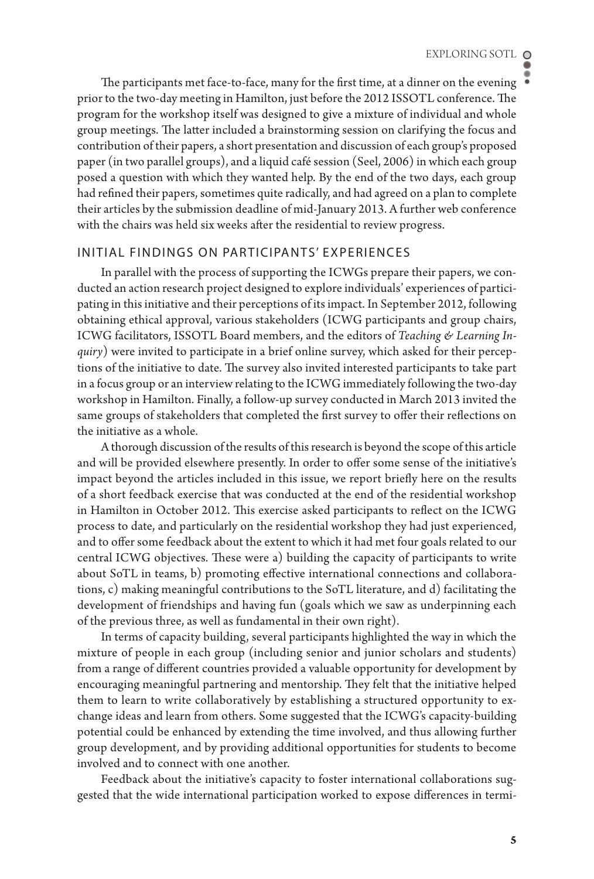The participants met face-to-face, many for the first time, at a dinner on the evening prior to the two-day meeting in Hamilton, just before the 2012 ISSOTL conference. The program for the workshop itself was designed to give a mixture of individual and whole group meetings. The latter included a brainstorming session on clarifying the focus and contribution of their papers, a short presentation and discussion of each group's proposed paper (in two parallel groups), and a liquid café session (Seel, 2006) in which each group posed a question with which they wanted help. By the end of the two days, each group had refined their papers, sometimes quite radically, and had agreed on a plan to complete their articles by the submission deadline of mid-January 2013. A further web conference with the chairs was held six weeks after the residential to review progress.

## INITIAL FINDINGS ON PARTICIPANTS' EXPERIENCES

In parallel with the process of supporting the ICWGs prepare their papers, we conducted an action research project designed to explore individuals' experiences of participating in this initiative and their perceptions of its impact. In September 2012, following obtaining ethical approval, various stakeholders (ICWG participants and group chairs, ICWG facilitators, ISSOTL Board members, and the editors of *Teaching & Learning Inquiry*) were invited to participate in a brief online survey, which asked for their perceptions of the initiative to date. The survey also invited interested participants to take part in a focus group or an interview relating to the ICWG immediately following the two-day workshop in Hamilton. Finally, a follow-up survey conducted in March 2013 invited the same groups of stakeholders that completed the first survey to offer their reflections on the initiative as a whole.

A thorough discussion of the results of this research is beyond the scope of this article and will be provided elsewhere presently. In order to offer some sense of the initiative's impact beyond the articles included in this issue, we report briefly here on the results of a short feedback exercise that was conducted at the end of the residential workshop in Hamilton in October 2012. This exercise asked participants to reflect on the ICWG process to date, and particularly on the residential workshop they had just experienced, and to offer some feedback about the extent to which it had met four goals related to our central ICWG objectives. These were a) building the capacity of participants to write about SoTL in teams, b) promoting effective international connections and collaborations, c) making meaningful contributions to the SoTL literature, and d) facilitating the development of friendships and having fun (goals which we saw as underpinning each of the previous three, as well as fundamental in their own right).

In terms of capacity building, several participants highlighted the way in which the mixture of people in each group (including senior and junior scholars and students) from a range of different countries provided a valuable opportunity for development by encouraging meaningful partnering and mentorship. They felt that the initiative helped them to learn to write collaboratively by establishing a structured opportunity to exchange ideas and learn from others. Some suggested that the ICWG's capacity-building potential could be enhanced by extending the time involved, and thus allowing further group development, and by providing additional opportunities for students to become involved and to connect with one another.

Feedback about the initiative's capacity to foster international collaborations suggested that the wide international participation worked to expose differences in termi-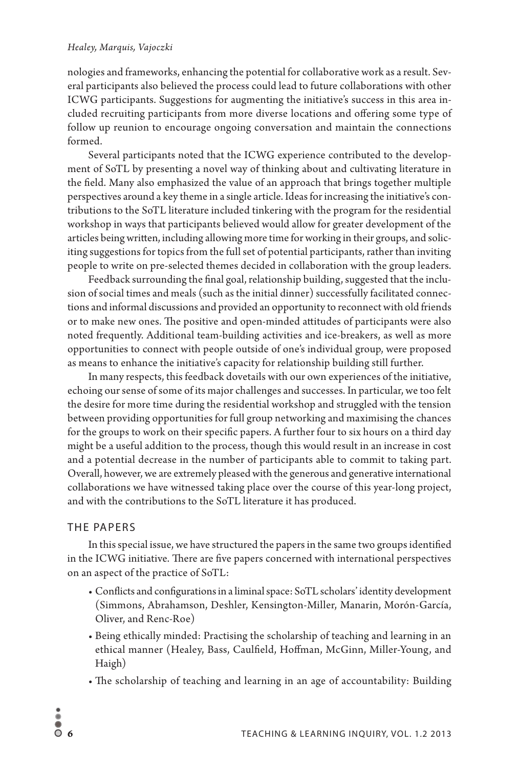nologies and frameworks, enhancing the potential for collaborative work as a result. Several participants also believed the process could lead to future collaborations with other ICWG participants. Suggestions for augmenting the initiative's success in this area included recruiting participants from more diverse locations and offering some type of follow up reunion to encourage ongoing conversation and maintain the connections formed.

Several participants noted that the ICWG experience contributed to the development of SoTL by presenting a novel way of thinking about and cultivating literature in the field. Many also emphasized the value of an approach that brings together multiple perspectives around a key theme in a single article. Ideas for increasing the initiative's contributions to the SoTL literature included tinkering with the program for the residential workshop in ways that participants believed would allow for greater development of the articles being written, including allowing more time for working in their groups, and soliciting suggestions for topics from the full set of potential participants, rather than inviting people to write on pre-selected themes decided in collaboration with the group leaders.

Feedback surrounding the final goal, relationship building, suggested that the inclusion of social times and meals (such as the initial dinner) successfully facilitated connections and informal discussions and provided an opportunity to reconnect with old friends or to make new ones. The positive and open-minded attitudes of participants were also noted frequently. Additional team-building activities and ice-breakers, as well as more opportunities to connect with people outside of one's individual group, were proposed as means to enhance the initiative's capacity for relationship building still further.

In many respects, this feedback dovetails with our own experiences of the initiative, echoing our sense of some of its major challenges and successes. In particular, we too felt the desire for more time during the residential workshop and struggled with the tension between providing opportunities for full group networking and maximising the chances for the groups to work on their specific papers. A further four to six hours on a third day might be a useful addition to the process, though this would result in an increase in cost and a potential decrease in the number of participants able to commit to taking part. Overall, however, we are extremely pleased with the generous and generative international collaborations we have witnessed taking place over the course of this year-long project, and with the contributions to the SoTL literature it has produced.

## THE PAPERS

In this special issue, we have structured the papers in the same two groups identified in the ICWG initiative. There are five papers concerned with international perspectives on an aspect of the practice of SoTL:

- Conflicts and configurations in a liminal space: SoTL scholars' identity development (Simmons, Abrahamson, Deshler, Kensington-Miller, Manarin, Morón-García, Oliver, and Renc-Roe)
- Being ethically minded: Practising the scholarship of teaching and learning in an ethical manner (Healey, Bass, Caulfield, Hoffman, McGinn, Miller-Young, and Haigh)
- The scholarship of teaching and learning in an age of accountability: Building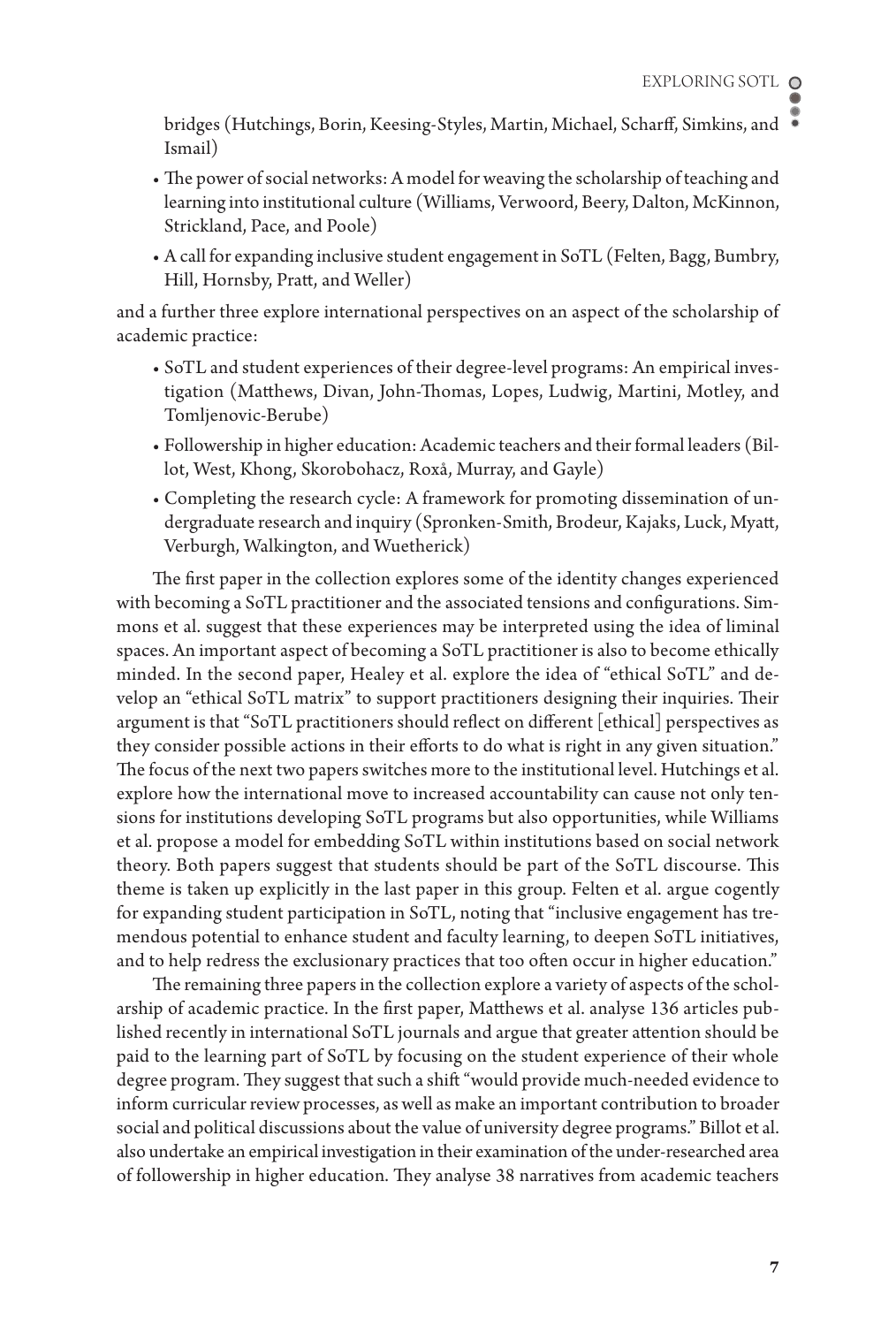bridges (Hutchings, Borin, Keesing-Styles, Martin, Michael, Scharff, Simkins, and Ismail)

- The power of social networks: A model for weaving the scholarship of teaching and learning into institutional culture (Williams, Verwoord, Beery, Dalton, McKinnon, Strickland, Pace, and Poole)
- A call for expanding inclusive student engagement in SoTL (Felten, Bagg, Bumbry, Hill, Hornsby, Pratt, and Weller)

and a further three explore international perspectives on an aspect of the scholarship of academic practice:

- SoTL and student experiences of their degree-level programs: An empirical investigation (Matthews, Divan, John-Thomas, Lopes, Ludwig, Martini, Motley, and Tomljenovic-Berube)
- Followership in higher education: Academic teachers and their formal leaders (Billot, West, Khong, Skorobohacz, Roxå, Murray, and Gayle)
- Completing the research cycle: A framework for promoting dissemination of undergraduate research and inquiry (Spronken-Smith, Brodeur, Kajaks, Luck, Myatt, Verburgh, Walkington, and Wuetherick)

The first paper in the collection explores some of the identity changes experienced with becoming a SoTL practitioner and the associated tensions and configurations. Simmons et al. suggest that these experiences may be interpreted using the idea of liminal spaces. An important aspect of becoming a SoTL practitioner is also to become ethically minded. In the second paper, Healey et al. explore the idea of "ethical SoTL" and develop an "ethical SoTL matrix" to support practitioners designing their inquiries. Their argument is that "SoTL practitioners should reflect on different [ethical] perspectives as they consider possible actions in their efforts to do what is right in any given situation." The focus of the next two papers switches more to the institutional level. Hutchings et al. explore how the international move to increased accountability can cause not only tensions for institutions developing SoTL programs but also opportunities, while Williams et al. propose a model for embedding SoTL within institutions based on social network theory. Both papers suggest that students should be part of the SoTL discourse. This theme is taken up explicitly in the last paper in this group. Felten et al. argue cogently for expanding student participation in SoTL, noting that "inclusive engagement has tremendous potential to enhance student and faculty learning, to deepen SoTL initiatives, and to help redress the exclusionary practices that too often occur in higher education."

The remaining three papers in the collection explore a variety of aspects of the scholarship of academic practice. In the first paper, Matthews et al. analyse 136 articles published recently in international SoTL journals and argue that greater attention should be paid to the learning part of SoTL by focusing on the student experience of their whole degree program. They suggest that such a shift "would provide much-needed evidence to inform curricular review processes, as well as make an important contribution to broader social and political discussions about the value of university degree programs." Billot et al. also undertake an empirical investigation in their examination of the under-researched area of followership in higher education. They analyse 38 narratives from academic teachers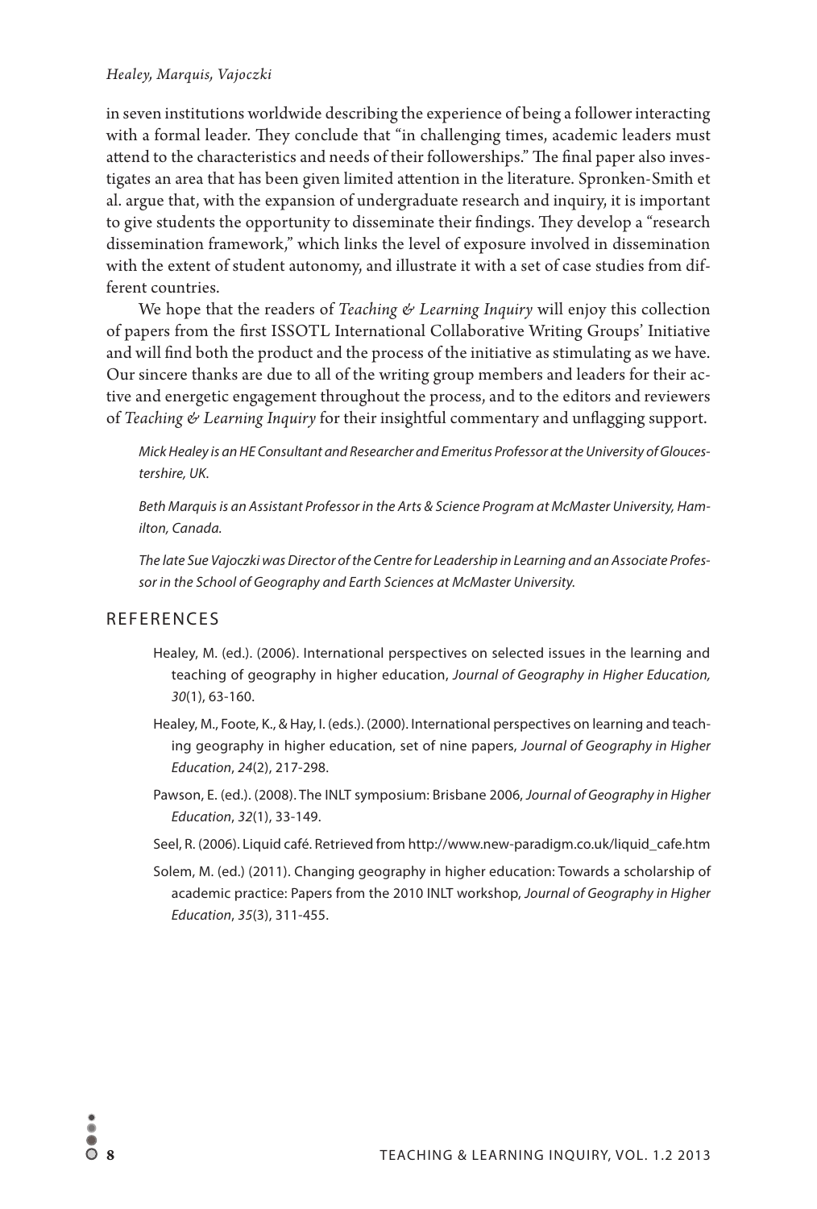in seven institutions worldwide describing the experience of being a follower interacting with a formal leader. They conclude that "in challenging times, academic leaders must attend to the characteristics and needs of their followerships." The final paper also investigates an area that has been given limited attention in the literature. Spronken-Smith et al. argue that, with the expansion of undergraduate research and inquiry, it is important to give students the opportunity to disseminate their findings. They develop a "research dissemination framework," which links the level of exposure involved in dissemination with the extent of student autonomy, and illustrate it with a set of case studies from different countries.

We hope that the readers of *Teaching & Learning Inquiry* will enjoy this collection of papers from the first ISSOTL International Collaborative Writing Groups' Initiative and will find both the product and the process of the initiative as stimulating as we have. Our sincere thanks are due to all of the writing group members and leaders for their active and energetic engagement throughout the process, and to the editors and reviewers of *Teaching & Learning Inquiry* for their insightful commentary and unflagging support.

*Mick Healey is an HE Consultant and Researcher and Emeritus Professor at the University of Gloucestershire, UK.*

*Beth Marquis is an Assistant Professor in the Arts & Science Program at McMaster University, Hamilton, Canada.*

*The late Sue Vajoczki was Director of the Centre for Leadership in Learning and an Associate Professor in the School of Geography and Earth Sciences at McMaster University.*

## REFERENCES

Healey, M. (ed.). (2006). International perspectives on selected issues in the learning and teaching of geography in higher education, *Journal of Geography in Higher Education, 30*(1), 63-160.

Healey, M., Foote, K., & Hay, I. (eds.). (2000). International perspectives on learning and teaching geography in higher education, set of nine papers, *Journal of Geography in Higher Education*, *24*(2), 217-298.

Pawson, E. (ed.). (2008). The INLT symposium: Brisbane 2006, *Journal of Geography in Higher Education*, *32*(1), 33-149.

Seel, R. (2006). Liquid café. Retrieved from http://www.new-paradigm.co.uk/liquid_cafe.htm

Solem, M. (ed.) (2011). Changing geography in higher education: Towards a scholarship of academic practice: Papers from the 2010 INLT workshop, *Journal of Geography in Higher Education*, *35*(3), 311-455.